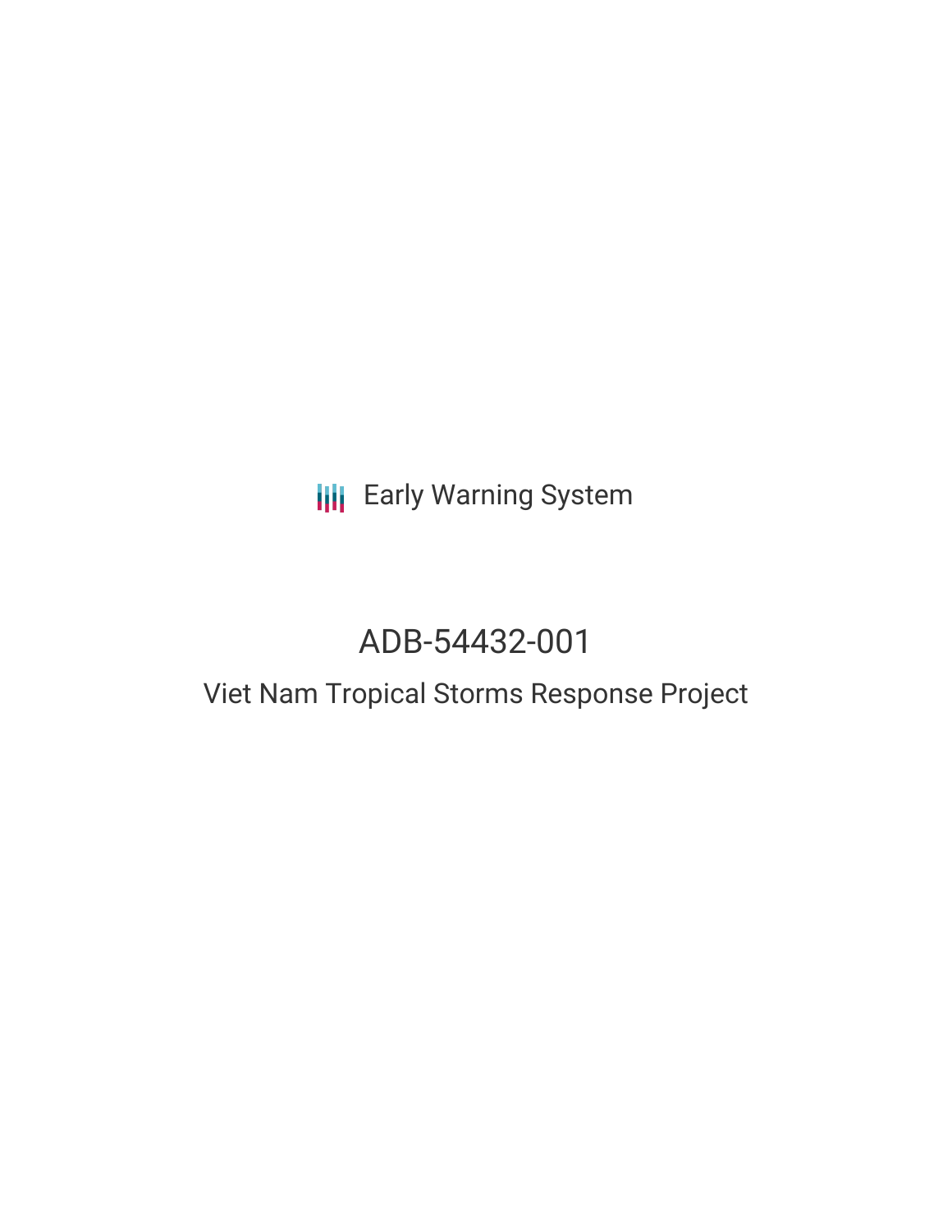Early Warning System

# ADB-54432-001

## Viet Nam Tropical Storms Response Project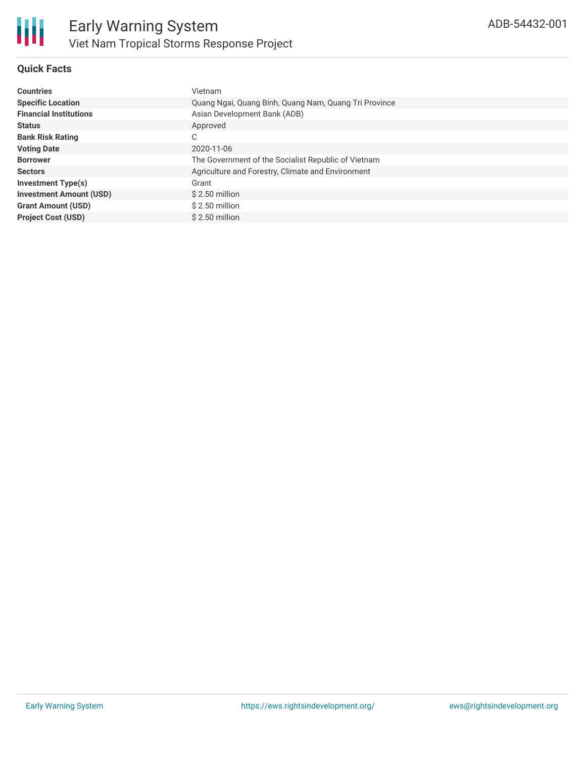# Early Warning System

## Viet Nam Tropical Storms Response Project

ADB-54432-001

### Quick Facts

| | |
|---|---|
| **Countries** | Vietnam |
| **Specific Location** | Quang Ngai, Quang Binh, Quang Nam, Quang Tri Province |
| **Financial Institutions** | Asian Development Bank (ADB) |
| **Status** | Approved |
| **Bank Risk Rating** | C |
| **Voting Date** | 2020-11-06 |
| **Borrower** | The Government of the Socialist Republic of Vietnam |
| **Sectors** | Agriculture and Forestry, Climate and Environment |
| **Investment Type(s)** | Grant |
| **Investment Amount (USD)** | $ 2.50 million |
| **Grant Amount (USD)** | $ 2.50 million |
| **Project Cost (USD)** | $ 2.50 million |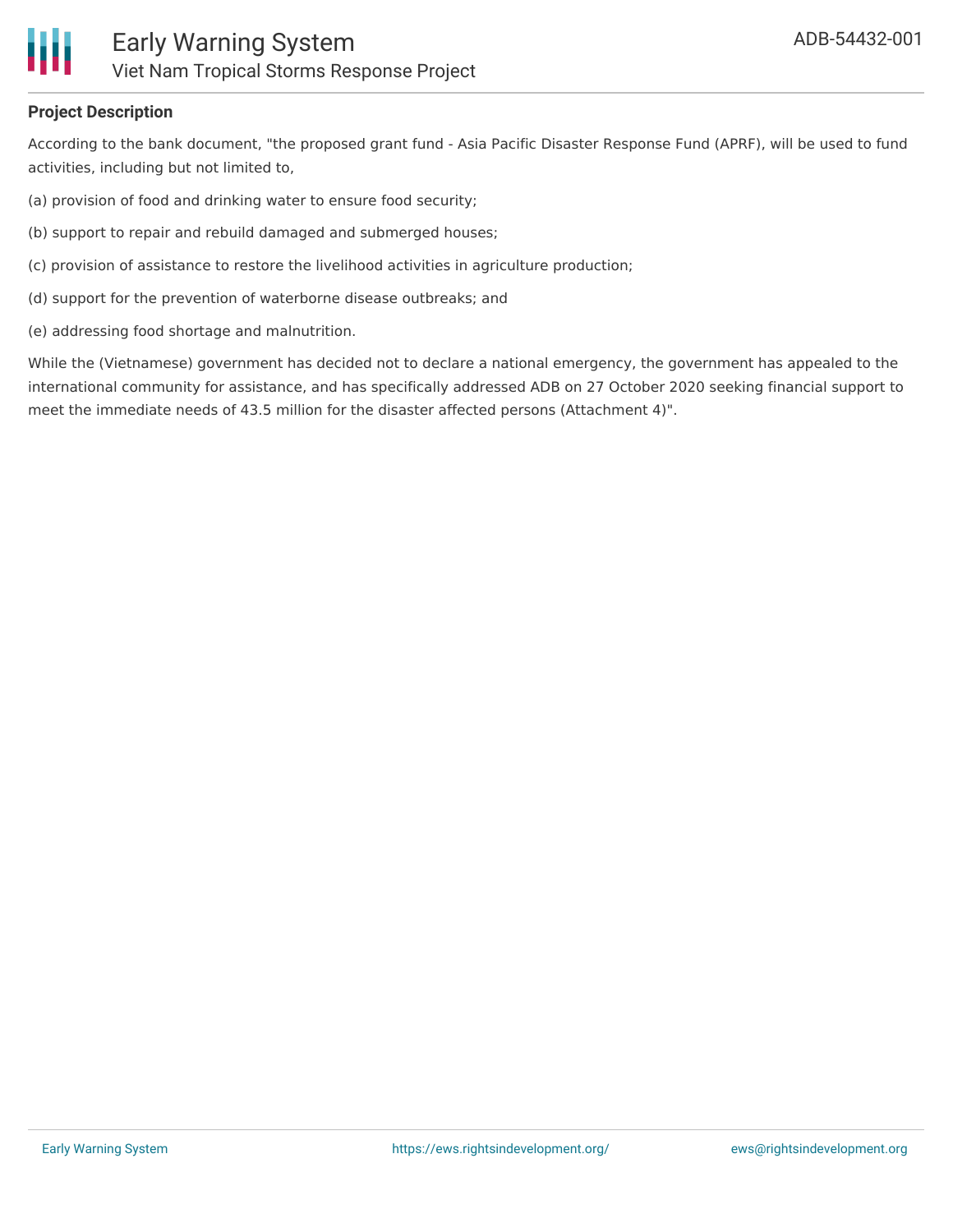**Project Description**

According to the bank document, "the proposed grant fund - Asia Pacific Disaster Response Fund (APRF), will be used to fund activities, including but not limited to,

(a) provision of food and drinking water to ensure food security;

(b) support to repair and rebuild damaged and submerged houses;

(c) provision of assistance to restore the livelihood activities in agriculture production;

(d) support for the prevention of waterborne disease outbreaks; and

(e) addressing food shortage and malnutrition.

While the (Vietnamese) government has decided not to declare a national emergency, the government has appealed to the international community for assistance, and has specifically addressed ADB on 27 October 2020 seeking financial support to meet the immediate needs of 43.5 million for the disaster affected persons (Attachment 4)".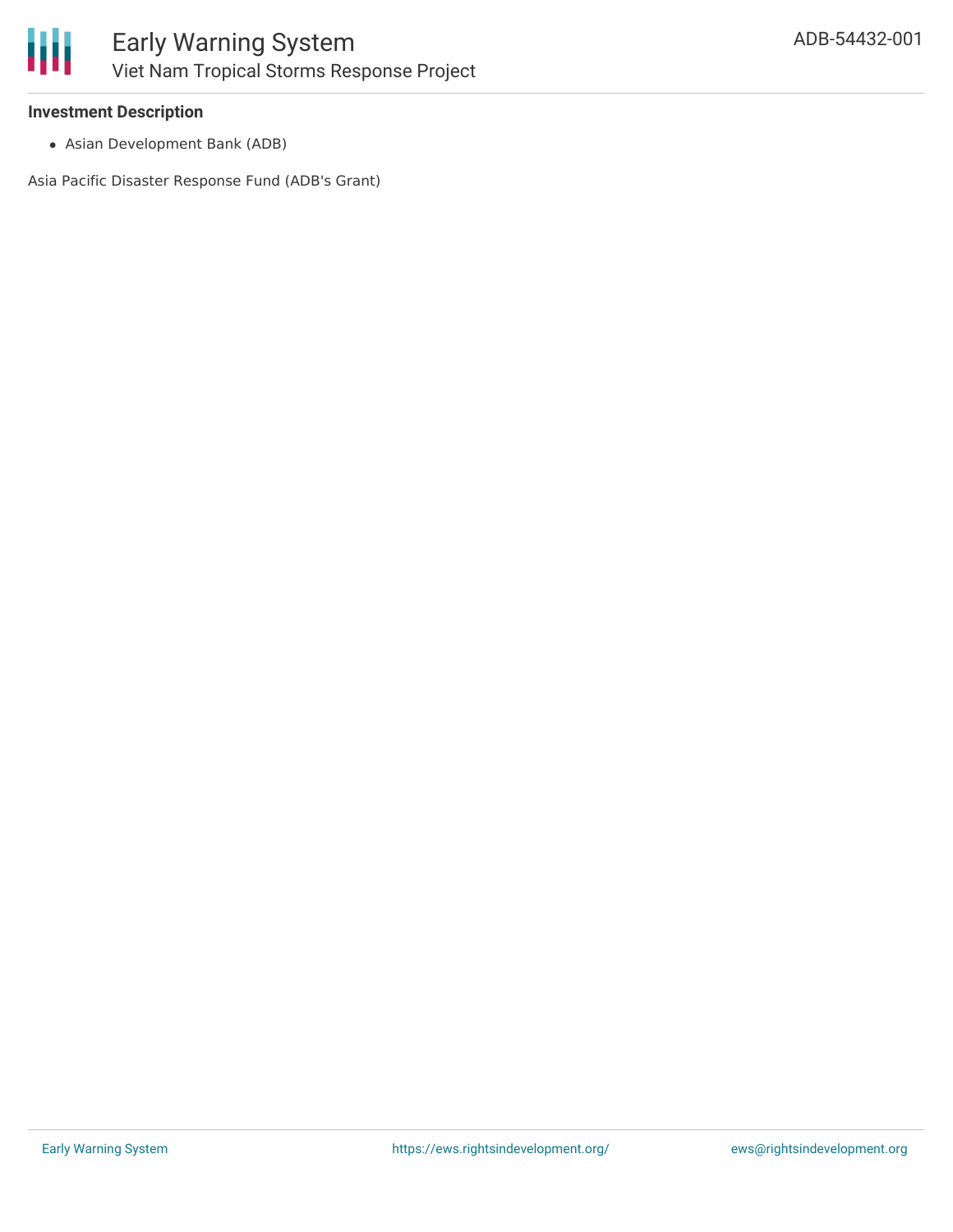**Investment Description**

- Asian Development Bank (ADB)

Asia Pacific Disaster Response Fund (ADB's Grant)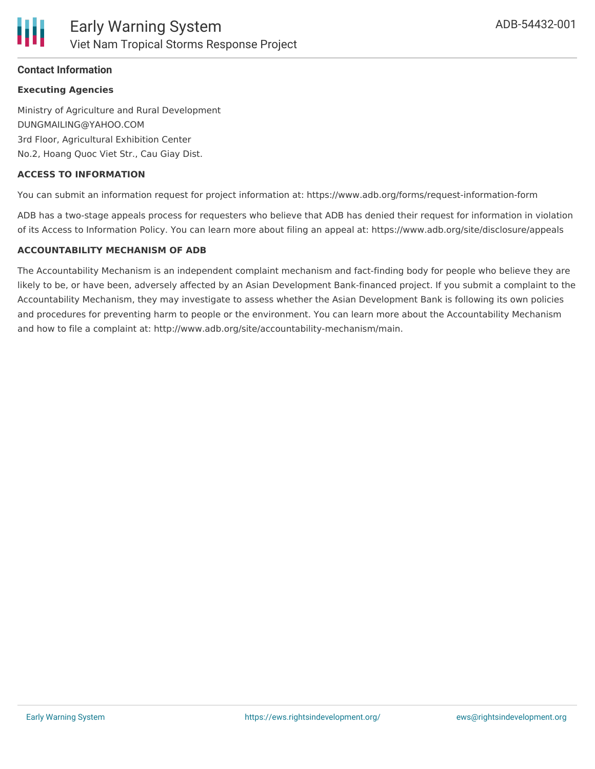## Contact Information

### Executing Agencies

Ministry of Agriculture and Rural Development
DUNGMAILING@YAHOO.COM
3rd Floor, Agricultural Exhibition Center
No.2, Hoang Quoc Viet Str., Cau Giay Dist.

### ACCESS TO INFORMATION

You can submit an information request for project information at: https://www.adb.org/forms/request-information-form

ADB has a two-stage appeals process for requesters who believe that ADB has denied their request for information in violation of its Access to Information Policy. You can learn more about filing an appeal at: https://www.adb.org/site/disclosure/appeals

### ACCOUNTABILITY MECHANISM OF ADB

The Accountability Mechanism is an independent complaint mechanism and fact-finding body for people who believe they are likely to be, or have been, adversely affected by an Asian Development Bank-financed project. If you submit a complaint to the Accountability Mechanism, they may investigate to assess whether the Asian Development Bank is following its own policies and procedures for preventing harm to people or the environment. You can learn more about the Accountability Mechanism and how to file a complaint at: http://www.adb.org/site/accountability-mechanism/main.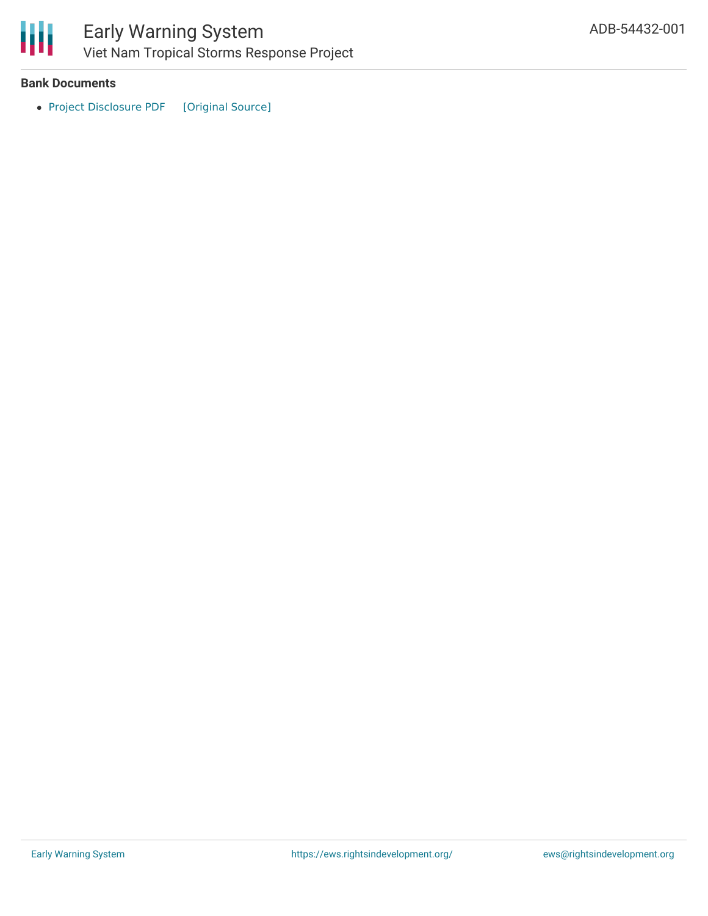**Bank Documents**

- Project Disclosure PDF [Original Source]